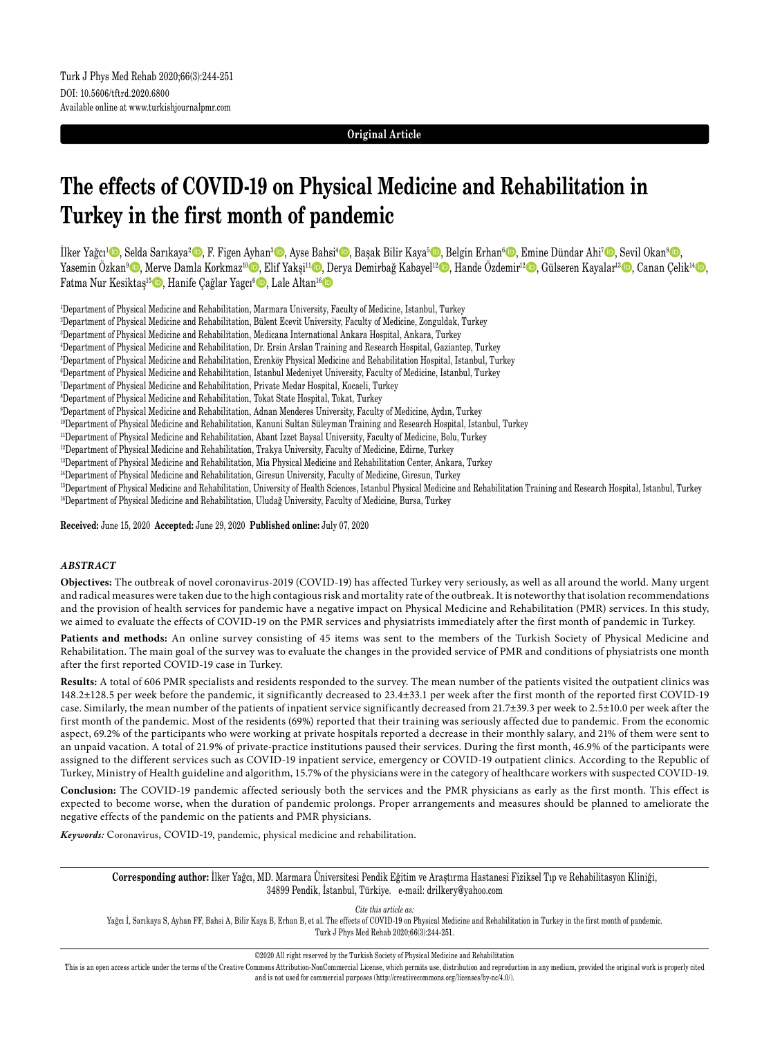Turk J Phys Med Rehab 2020;66(3):244-251
DOI: 10.5606/tftrd.2020.6800
Available online at www.turkishjournalpmr.com

**Original Article**

# The effects of COVID-19 on Physical Medicine and Rehabilitation in Turkey in the first month of pandemic

İlker Yağcı[1], Selda Sarıkaya[2], F. Figen Ayhan[3], Ayse Bahsi[4], Başak Bilir Kaya[5], Belgin Erhan[6], Emine Dündar Ahi[7], Sevil Okan[8], Yasemin Özkan[9], Merve Damla Korkmaz[10], Elif Yakşi[11], Derya Demirbağ Kabayel[12], Hande Özdemir[12], Gülseren Kayalar[13], Canan Çelik[14], Fatma Nur Kesiktaş[15], Hanife Çağlar Yagcı[6], Lale Altan[16]

[1]Department of Physical Medicine and Rehabilitation, Marmara University, Faculty of Medicine, Istanbul, Turkey
[2]Department of Physical Medicine and Rehabilitation, Bülent Ecevit University, Faculty of Medicine, Zonguldak, Turkey
[3]Department of Physical Medicine and Rehabilitation, Medicana International Ankara Hospital, Ankara, Turkey
[4]Department of Physical Medicine and Rehabilitation, Dr. Ersin Arslan Training and Research Hospital, Gaziantep, Turkey
[5]Department of Physical Medicine and Rehabilitation, Erenköy Physical Medicine and Rehabilitation Hospital, Istanbul, Turkey
[6]Department of Physical Medicine and Rehabilitation, Istanbul Medeniyet University, Faculty of Medicine, Istanbul, Turkey
[7]Department of Physical Medicine and Rehabilitation, Private Medar Hospital, Kocaeli, Turkey
[8]Department of Physical Medicine and Rehabilitation, Tokat State Hospital, Tokat, Turkey
[9]Department of Physical Medicine and Rehabilitation, Adnan Menderes University, Faculty of Medicine, Aydın, Turkey
[10]Department of Physical Medicine and Rehabilitation, Kanuni Sultan Süleyman Training and Research Hospital, Istanbul, Turkey
[11]Department of Physical Medicine and Rehabilitation, Abant Izzet Baysal University, Faculty of Medicine, Bolu, Turkey
[12]Department of Physical Medicine and Rehabilitation, Trakya University, Faculty of Medicine, Edirne, Turkey
[13]Department of Physical Medicine and Rehabilitation, Mia Physical Medicine and Rehabilitation Center, Ankara, Turkey
[14]Department of Physical Medicine and Rehabilitation, Giresun University, Faculty of Medicine, Giresun, Turkey
[15]Department of Physical Medicine and Rehabilitation, University of Health Sciences, Istanbul Physical Medicine and Rehabilitation Training and Research Hospital, Istanbul, Turkey
[16]Department of Physical Medicine and Rehabilitation, Uludağ University, Faculty of Medicine, Bursa, Turkey

**Received:** June 15, 2020 **Accepted:** June 29, 2020 **Published online:** July 07, 2020

## *ABSTRACT*

**Objectives:** The outbreak of novel coronavirus-2019 (COVID-19) has affected Turkey very seriously, as well as all around the world. Many urgent and radical measures were taken due to the high contagious risk and mortality rate of the outbreak. It is noteworthy that isolation recommendations and the provision of health services for pandemic have a negative impact on Physical Medicine and Rehabilitation (PMR) services. In this study, we aimed to evaluate the effects of COVID-19 on the PMR services and physiatrists immediately after the first month of pandemic in Turkey.

**Patients and methods:** An online survey consisting of 45 items was sent to the members of the Turkish Society of Physical Medicine and Rehabilitation. The main goal of the survey was to evaluate the changes in the provided service of PMR and conditions of physiatrists one month after the first reported COVID-19 case in Turkey.

**Results:** A total of 606 PMR specialists and residents responded to the survey. The mean number of the patients visited the outpatient clinics was 148.2±128.5 per week before the pandemic, it significantly decreased to 23.4±33.1 per week after the first month of the reported first COVID-19 case. Similarly, the mean number of the patients of inpatient service significantly decreased from 21.7±39.3 per week to 2.5±10.0 per week after the first month of the pandemic. Most of the residents (69%) reported that their training was seriously affected due to pandemic. From the economic aspect, 69.2% of the participants who were working at private hospitals reported a decrease in their monthly salary, and 21% of them were sent to an unpaid vacation. A total of 21.9% of private-practice institutions paused their services. During the first month, 46.9% of the participants were assigned to the different services such as COVID-19 inpatient service, emergency or COVID-19 outpatient clinics. According to the Republic of Turkey, Ministry of Health guideline and algorithm, 15.7% of the physicians were in the category of healthcare workers with suspected COVID-19.

**Conclusion:** The COVID-19 pandemic affected seriously both the services and the PMR physicians as early as the first month. This effect is expected to become worse, when the duration of pandemic prolongs. Proper arrangements and measures should be planned to ameliorate the negative effects of the pandemic on the patients and PMR physicians.

***Keywords:*** Coronavirus, COVID-19, pandemic, physical medicine and rehabilitation.

**Corresponding author:** İlker Yağcı, MD. Marmara Üniversitesi Pendik Eğitim ve Araştırma Hastanesi Fiziksel Tıp ve Rehabilitasyon Kliniği, 34899 Pendik, İstanbul, Türkiye. e-mail: drilkery@yahoo.com

*Cite this article as:*
Yağcı İ, Sarıkaya S, Ayhan FF, Bahsi A, Bilir Kaya B, Erhan B, et al. The effects of COVID-19 on Physical Medicine and Rehabilitation in Turkey in the first month of pandemic. Turk J Phys Med Rehab 2020;66(3):244-251.

©2020 All right reserved by the Turkish Society of Physical Medicine and Rehabilitation

This is an open access article under the terms of the Creative Commons Attribution-NonCommercial License, which permits use, distribution and reproduction in any medium, provided the original work is properly cited and is not used for commercial purposes (http://creativecommons.org/licenses/by-nc/4.0/).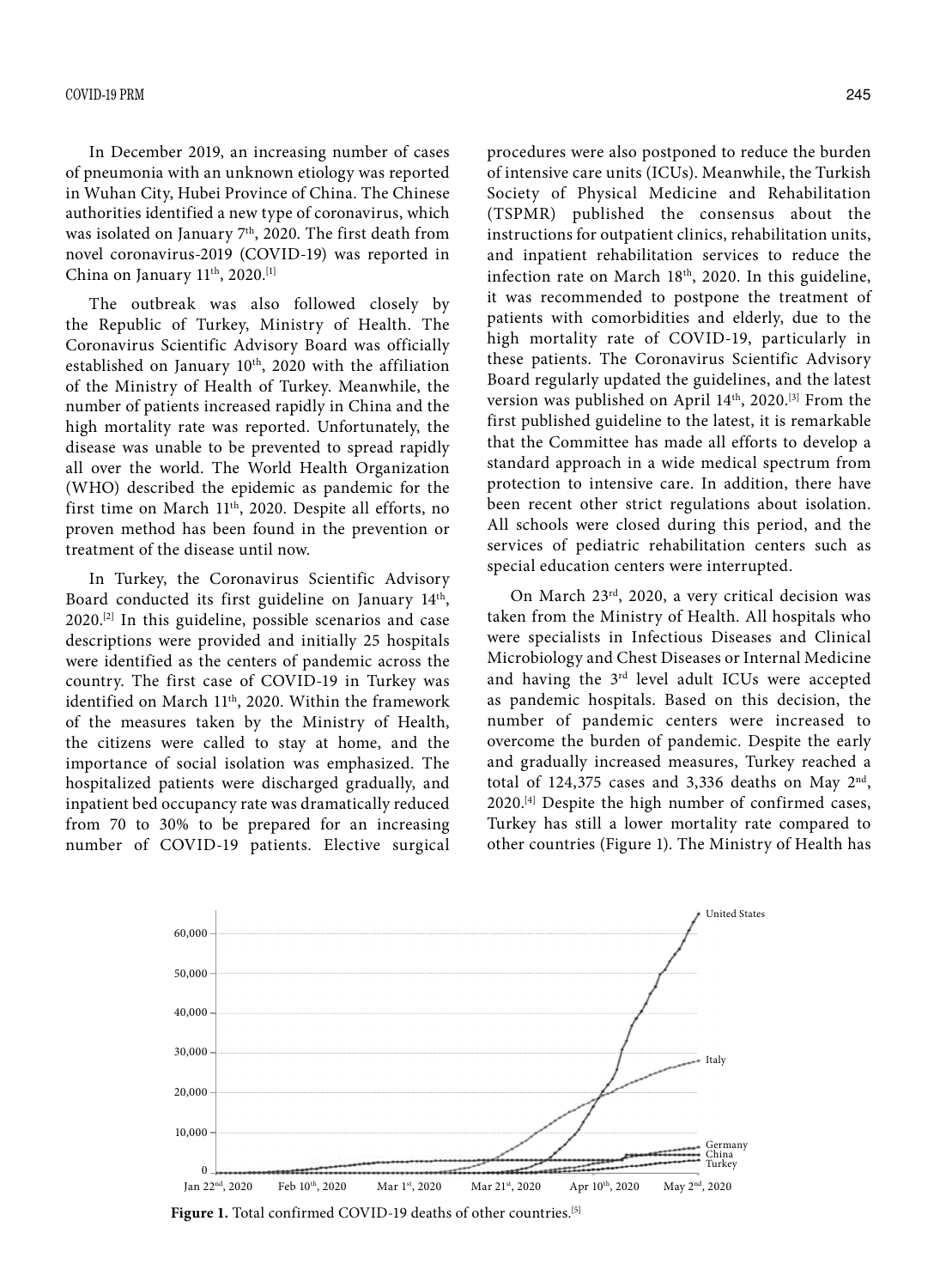In December 2019, an increasing number of cases of pneumonia with an unknown etiology was reported in Wuhan City, Hubei Province of China. The Chinese authorities identified a new type of coronavirus, which was isolated on January 7th, 2020. The first death from novel coronavirus-2019 (COVID-19) was reported in China on January 11th, 2020.[1]

The outbreak was also followed closely by the Republic of Turkey, Ministry of Health. The Coronavirus Scientific Advisory Board was officially established on January 10th, 2020 with the affiliation of the Ministry of Health of Turkey. Meanwhile, the number of patients increased rapidly in China and the high mortality rate was reported. Unfortunately, the disease was unable to be prevented to spread rapidly all over the world. The World Health Organization (WHO) described the epidemic as pandemic for the first time on March 11th, 2020. Despite all efforts, no proven method has been found in the prevention or treatment of the disease until now.

In Turkey, the Coronavirus Scientific Advisory Board conducted its first guideline on January 14th, 2020.[2] In this guideline, possible scenarios and case descriptions were provided and initially 25 hospitals were identified as the centers of pandemic across the country. The first case of COVID-19 in Turkey was identified on March 11th, 2020. Within the framework of the measures taken by the Ministry of Health, the citizens were called to stay at home, and the importance of social isolation was emphasized. The hospitalized patients were discharged gradually, and inpatient bed occupancy rate was dramatically reduced from 70 to 30% to be prepared for an increasing number of COVID-19 patients. Elective surgical procedures were also postponed to reduce the burden of intensive care units (ICUs). Meanwhile, the Turkish Society of Physical Medicine and Rehabilitation (TSPMR) published the consensus about the instructions for outpatient clinics, rehabilitation units, and inpatient rehabilitation services to reduce the infection rate on March 18th, 2020. In this guideline, it was recommended to postpone the treatment of patients with comorbidities and elderly, due to the high mortality rate of COVID-19, particularly in these patients. The Coronavirus Scientific Advisory Board regularly updated the guidelines, and the latest version was published on April 14th, 2020.[3] From the first published guideline to the latest, it is remarkable that the Committee has made all efforts to develop a standard approach in a wide medical spectrum from protection to intensive care. In addition, there have been recent other strict regulations about isolation. All schools were closed during this period, and the services of pediatric rehabilitation centers such as special education centers were interrupted.

On March 23rd, 2020, a very critical decision was taken from the Ministry of Health. All hospitals who were specialists in Infectious Diseases and Clinical Microbiology and Chest Diseases or Internal Medicine and having the 3rd level adult ICUs were accepted as pandemic hospitals. Based on this decision, the number of pandemic centers were increased to overcome the burden of pandemic. Despite the early and gradually increased measures, Turkey reached a total of 124,375 cases and 3,336 deaths on May 2nd, 2020.[4] Despite the high number of confirmed cases, Turkey has still a lower mortality rate compared to other countries (Figure 1). The Ministry of Health has

**Figure 1.** Total confirmed COVID-19 deaths of other countries.[5]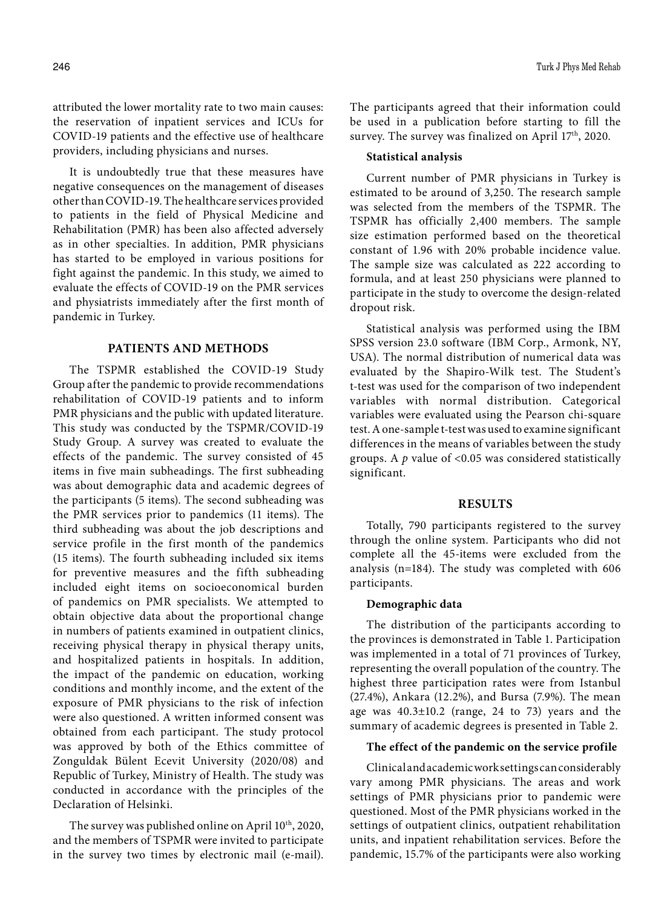attributed the lower mortality rate to two main causes: the reservation of inpatient services and ICUs for COVID-19 patients and the effective use of healthcare providers, including physicians and nurses.

It is undoubtedly true that these measures have negative consequences on the management of diseases other than COVID-19. The healthcare services provided to patients in the field of Physical Medicine and Rehabilitation (PMR) has been also affected adversely as in other specialties. In addition, PMR physicians has started to be employed in various positions for fight against the pandemic. In this study, we aimed to evaluate the effects of COVID-19 on the PMR services and physiatrists immediately after the first month of pandemic in Turkey.

## PATIENTS AND METHODS

The TSPMR established the COVID-19 Study Group after the pandemic to provide recommendations rehabilitation of COVID-19 patients and to inform PMR physicians and the public with updated literature. This study was conducted by the TSPMR/COVID-19 Study Group. A survey was created to evaluate the effects of the pandemic. The survey consisted of 45 items in five main subheadings. The first subheading was about demographic data and academic degrees of the participants (5 items). The second subheading was the PMR services prior to pandemics (11 items). The third subheading was about the job descriptions and service profile in the first month of the pandemics (15 items). The fourth subheading included six items for preventive measures and the fifth subheading included eight items on socioeconomical burden of pandemics on PMR specialists. We attempted to obtain objective data about the proportional change in numbers of patients examined in outpatient clinics, receiving physical therapy in physical therapy units, and hospitalized patients in hospitals. In addition, the impact of the pandemic on education, working conditions and monthly income, and the extent of the exposure of PMR physicians to the risk of infection were also questioned. A written informed consent was obtained from each participant. The study protocol was approved by both of the Ethics committee of Zonguldak Bülent Ecevit University (2020/08) and Republic of Turkey, Ministry of Health. The study was conducted in accordance with the principles of the Declaration of Helsinki.

The survey was published online on April 10th, 2020, and the members of TSPMR were invited to participate in the survey two times by electronic mail (e-mail). The participants agreed that their information could be used in a publication before starting to fill the survey. The survey was finalized on April 17th, 2020.

### Statistical analysis

Current number of PMR physicians in Turkey is estimated to be around of 3,250. The research sample was selected from the members of the TSPMR. The TSPMR has officially 2,400 members. The sample size estimation performed based on the theoretical constant of 1.96 with 20% probable incidence value. The sample size was calculated as 222 according to formula, and at least 250 physicians were planned to participate in the study to overcome the design-related dropout risk.

Statistical analysis was performed using the IBM SPSS version 23.0 software (IBM Corp., Armonk, NY, USA). The normal distribution of numerical data was evaluated by the Shapiro-Wilk test. The Student's t-test was used for the comparison of two independent variables with normal distribution. Categorical variables were evaluated using the Pearson chi-square test. A one-sample t-test was used to examine significant differences in the means of variables between the study groups. A $p$ value of <0.05 was considered statistically significant.

## RESULTS

Totally, 790 participants registered to the survey through the online system. Participants who did not complete all the 45-items were excluded from the analysis (n=184). The study was completed with 606 participants.

### Demographic data

The distribution of the participants according to the provinces is demonstrated in Table 1. Participation was implemented in a total of 71 provinces of Turkey, representing the overall population of the country. The highest three participation rates were from Istanbul (27.4%), Ankara (12.2%), and Bursa (7.9%). The mean age was 40.3±10.2 (range, 24 to 73) years and the summary of academic degrees is presented in Table 2.

### The effect of the pandemic on the service profile

Clinical and academic work settings can considerably vary among PMR physicians. The areas and work settings of PMR physicians prior to pandemic were questioned. Most of the PMR physicians worked in the settings of outpatient clinics, outpatient rehabilitation units, and inpatient rehabilitation services. Before the pandemic, 15.7% of the participants were also working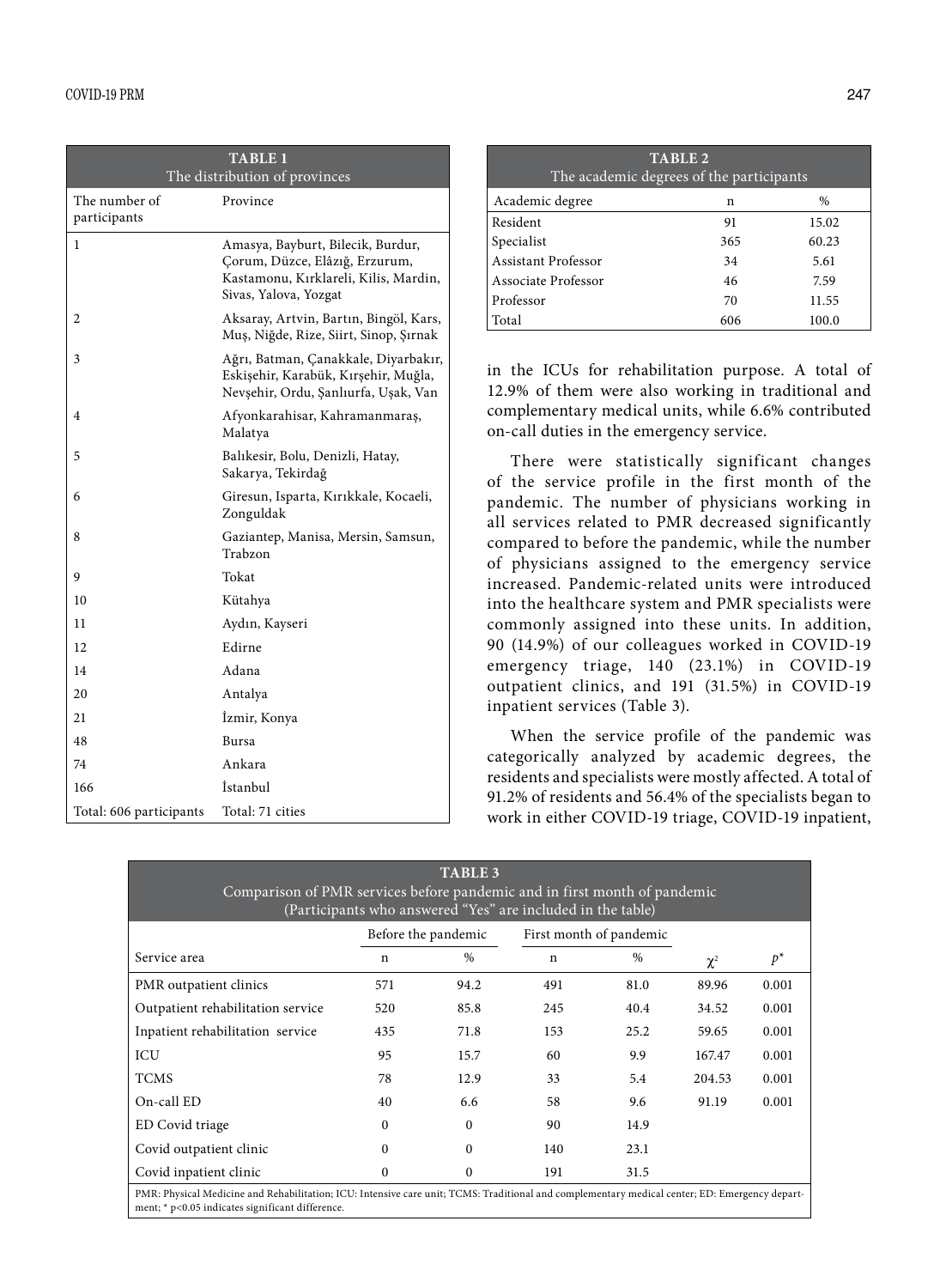| TABLE 1 The distribution of provinces | |
|---|---|
| The number of participants | Province |
| 1 | Amasya, Bayburt, Bilecik, Burdur, Çorum, Düzce, Elâzığ, Erzurum, Kastamonu, Kırklareli, Kilis, Mardin, Sivas, Yalova, Yozgat |
| 2 | Aksaray, Artvin, Bartın, Bingöl, Kars, Muş, Niğde, Rize, Siirt, Sinop, Şırnak |
| 3 | Ağrı, Batman, Çanakkale, Diyarbakır, Eskişehir, Karabük, Kırşehir, Muğla, Nevşehir, Ordu, Şanlıurfa, Uşak, Van |
| 4 | Afyonkarahisar, Kahramanmaraş, Malatya |
| 5 | Balıkesir, Bolu, Denizli, Hatay, Sakarya, Tekirdağ |
| 6 | Giresun, Isparta, Kırıkkale, Kocaeli, Zonguldak |
| 8 | Gaziantep, Manisa, Mersin, Samsun, Trabzon |
| 9 | Tokat |
| 10 | Kütahya |
| 11 | Aydın, Kayseri |
| 12 | Edirne |
| 14 | Adana |
| 20 | Antalya |
| 21 | İzmir, Konya |
| 48 | Bursa |
| 74 | Ankara |
| 166 | İstanbul |
| Total: 606 participants | Total: 71 cities |

| TABLE 2 The academic degrees of the participants | | |
|---|---|---|
| Academic degree | n | % |
| Resident | 91 | 15.02 |
| Specialist | 365 | 60.23 |
| Assistant Professor | 34 | 5.61 |
| Associate Professor | 46 | 7.59 |
| Professor | 70 | 11.55 |
| Total | 606 | 100.0 |

in the ICUs for rehabilitation purpose. A total of 12.9% of them were also working in traditional and complementary medical units, while 6.6% contributed on-call duties in the emergency service.

There were statistically significant changes of the service profile in the first month of the pandemic. The number of physicians working in all services related to PMR decreased significantly compared to before the pandemic, while the number of physicians assigned to the emergency service increased. Pandemic-related units were introduced into the healthcare system and PMR specialists were commonly assigned into these units. In addition, 90 (14.9%) of our colleagues worked in COVID-19 emergency triage, 140 (23.1%) in COVID-19 outpatient clinics, and 191 (31.5%) in COVID-19 inpatient services (Table 3).

When the service profile of the pandemic was categorically analyzed by academic degrees, the residents and specialists were mostly affected. A total of 91.2% of residents and 56.4% of the specialists began to work in either COVID-19 triage, COVID-19 inpatient,

**TABLE 3**
Comparison of PMR services before pandemic and in first month of pandemic
(Participants who answered "Yes" are included in the table)

| | Before the pandemic | | First month of pandemic | | | |
|---|---|---|---|---|---|---|
| Service area | n | % | n | % | $\chi^2$ | $p^*$ |
| PMR outpatient clinics | 571 | 94.2 | 491 | 81.0 | 89.96 | 0.001 |
| Outpatient rehabilitation service | 520 | 85.8 | 245 | 40.4 | 34.52 | 0.001 |
| Inpatient rehabilitation service | 435 | 71.8 | 153 | 25.2 | 59.65 | 0.001 |
| ICU | 95 | 15.7 | 60 | 9.9 | 167.47 | 0.001 |
| TCMS | 78 | 12.9 | 33 | 5.4 | 204.53 | 0.001 |
| On-call ED | 40 | 6.6 | 58 | 9.6 | 91.19 | 0.001 |
| ED Covid triage | 0 | 0 | 90 | 14.9 | | |
| Covid outpatient clinic | 0 | 0 | 140 | 23.1 | | |
| Covid inpatient clinic | 0 | 0 | 191 | 31.5 | | |

PMR: Physical Medicine and Rehabilitation; ICU: Intensive care unit; TCMS: Traditional and complementary medical center; ED: Emergency department; * p<0.05 indicates significant difference.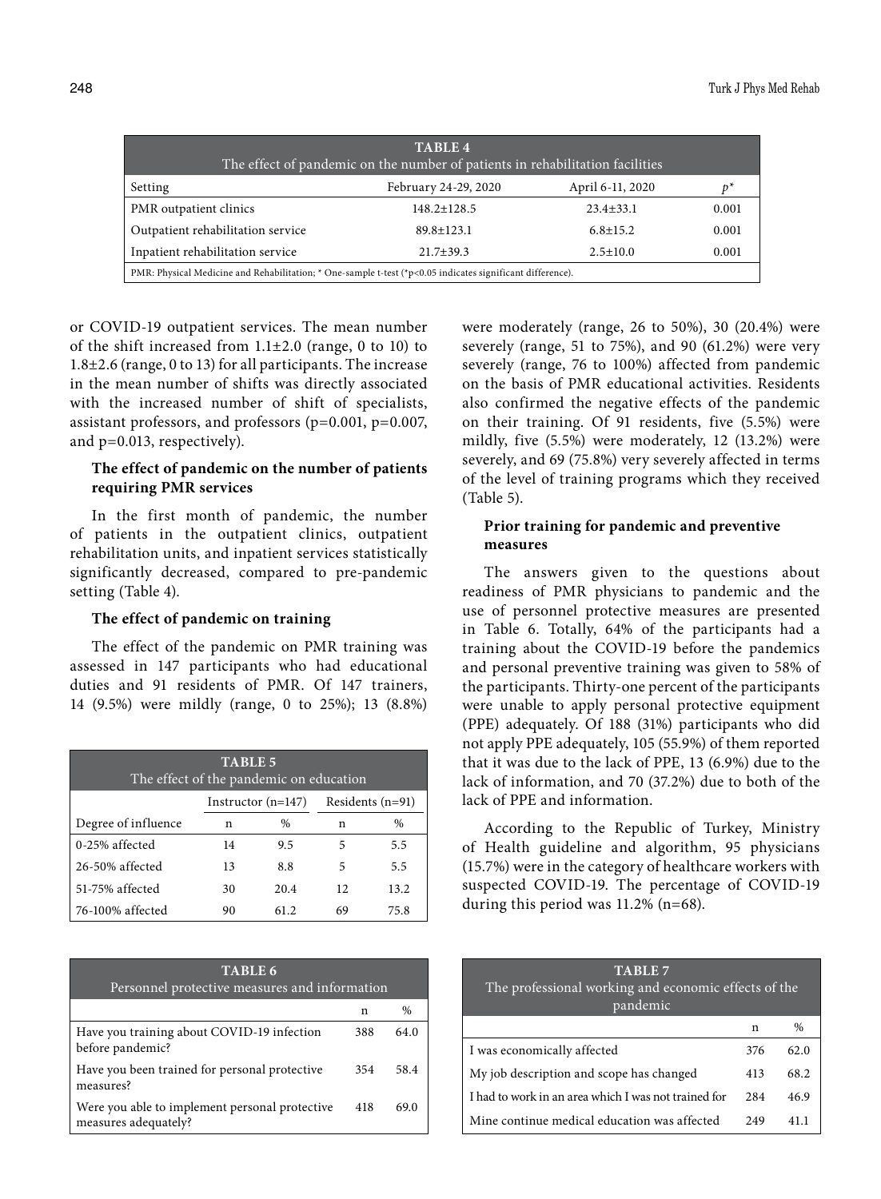**TABLE 4**
The effect of pandemic on the number of patients in rehabilitation facilities

| Setting | February 24-29, 2020 | April 6-11, 2020 | $p$* |
|---|---|---|---|
| PMR outpatient clinics | 148.2±128.5 | 23.4±33.1 | 0.001 |
| Outpatient rehabilitation service | 89.8±123.1 | 6.8±15.2 | 0.001 |
| Inpatient rehabilitation service | 21.7±39.3 | 2.5±10.0 | 0.001 |

PMR: Physical Medicine and Rehabilitation; * One-sample t-test (*p<0.05 indicates significant difference).

or COVID-19 outpatient services. The mean number of the shift increased from 1.1±2.0 (range, 0 to 10) to 1.8±2.6 (range, 0 to 13) for all participants. The increase in the mean number of shifts was directly associated with the increased number of shift of specialists, assistant professors, and professors (p=0.001, p=0.007, and p=0.013, respectively).

### The effect of pandemic on the number of patients requiring PMR services

In the first month of pandemic, the number of patients in the outpatient clinics, outpatient rehabilitation units, and inpatient services statistically significantly decreased, compared to pre-pandemic setting (Table 4).

### The effect of pandemic on training

The effect of the pandemic on PMR training was assessed in 147 participants who had educational duties and 91 residents of PMR. Of 147 trainers, 14 (9.5%) were mildly (range, 0 to 25%); 13 (8.8%) were moderately (range, 26 to 50%), 30 (20.4%) were severely (range, 51 to 75%), and 90 (61.2%) were very severely (range, 76 to 100%) affected from pandemic on the basis of PMR educational activities. Residents also confirmed the negative effects of the pandemic on their training. Of 91 residents, five (5.5%) were mildly, five (5.5%) were moderately, 12 (13.2%) were severely, and 69 (75.8%) very severely affected in terms of the level of training programs which they received (Table 5).

**TABLE 5**
The effect of the pandemic on education

| | Instructor (n=147) | | Residents (n=91) | |
|---|---|---|---|---|
| Degree of influence | n | % | n | % |
| 0-25% affected | 14 | 9.5 | 5 | 5.5 |
| 26-50% affected | 13 | 8.8 | 5 | 5.5 |
| 51-75% affected | 30 | 20.4 | 12 | 13.2 |
| 76-100% affected | 90 | 61.2 | 69 | 75.8 |

### Prior training for pandemic and preventive measures

The answers given to the questions about readiness of PMR physicians to pandemic and the use of personnel protective measures are presented in Table 6. Totally, 64% of the participants had a training about the COVID-19 before the pandemics and personal preventive training was given to 58% of the participants. Thirty-one percent of the participants were unable to apply personal protective equipment (PPE) adequately. Of 188 (31%) participants who did not apply PPE adequately, 105 (55.9%) of them reported that it was due to the lack of PPE, 13 (6.9%) due to the lack of information, and 70 (37.2%) due to both of the lack of PPE and information.

According to the Republic of Turkey, Ministry of Health guideline and algorithm, 95 physicians (15.7%) were in the category of healthcare workers with suspected COVID-19. The percentage of COVID-19 during this period was 11.2% (n=68).

**TABLE 6**
Personnel protective measures and information

| | n | % |
|---|---|---|
| Have you training about COVID-19 infection before pandemic? | 388 | 64.0 |
| Have you been trained for personal protective measures? | 354 | 58.4 |
| Were you able to implement personal protective measures adequately? | 418 | 69.0 |

**TABLE 7**
The professional working and economic effects of the pandemic

| | n | % |
|---|---|---|
| I was economically affected | 376 | 62.0 |
| My job description and scope has changed | 413 | 68.2 |
| I had to work in an area which I was not trained for | 284 | 46.9 |
| Mine continue medical education was affected | 249 | 41.1 |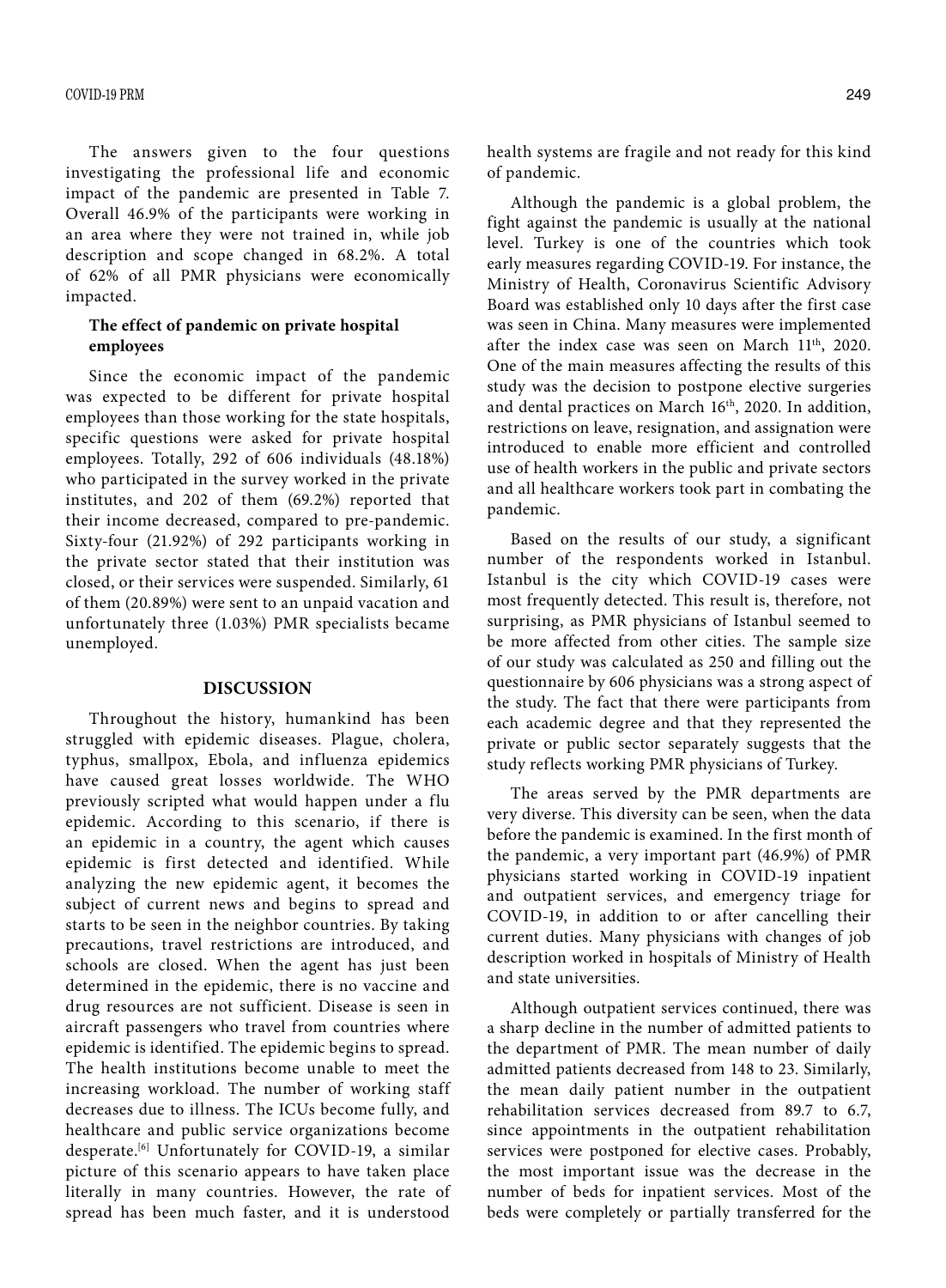The answers given to the four questions investigating the professional life and economic impact of the pandemic are presented in Table 7. Overall 46.9% of the participants were working in an area where they were not trained in, while job description and scope changed in 68.2%. A total of 62% of all PMR physicians were economically impacted.

### The effect of pandemic on private hospital employees

Since the economic impact of the pandemic was expected to be different for private hospital employees than those working for the state hospitals, specific questions were asked for private hospital employees. Totally, 292 of 606 individuals (48.18%) who participated in the survey worked in the private institutes, and 202 of them (69.2%) reported that their income decreased, compared to pre-pandemic. Sixty-four (21.92%) of 292 participants working in the private sector stated that their institution was closed, or their services were suspended. Similarly, 61 of them (20.89%) were sent to an unpaid vacation and unfortunately three (1.03%) PMR specialists became unemployed.

## DISCUSSION

Throughout the history, humankind has been struggled with epidemic diseases. Plague, cholera, typhus, smallpox, Ebola, and influenza epidemics have caused great losses worldwide. The WHO previously scripted what would happen under a flu epidemic. According to this scenario, if there is an epidemic in a country, the agent which causes epidemic is first detected and identified. While analyzing the new epidemic agent, it becomes the subject of current news and begins to spread and starts to be seen in the neighbor countries. By taking precautions, travel restrictions are introduced, and schools are closed. When the agent has just been determined in the epidemic, there is no vaccine and drug resources are not sufficient. Disease is seen in aircraft passengers who travel from countries where epidemic is identified. The epidemic begins to spread. The health institutions become unable to meet the increasing workload. The number of working staff decreases due to illness. The ICUs become fully, and healthcare and public service organizations become desperate.[6] Unfortunately for COVID-19, a similar picture of this scenario appears to have taken place literally in many countries. However, the rate of spread has been much faster, and it is understood health systems are fragile and not ready for this kind of pandemic.

Although the pandemic is a global problem, the fight against the pandemic is usually at the national level. Turkey is one of the countries which took early measures regarding COVID-19. For instance, the Ministry of Health, Coronavirus Scientific Advisory Board was established only 10 days after the first case was seen in China. Many measures were implemented after the index case was seen on March 11th, 2020. One of the main measures affecting the results of this study was the decision to postpone elective surgeries and dental practices on March 16th, 2020. In addition, restrictions on leave, resignation, and assignation were introduced to enable more efficient and controlled use of health workers in the public and private sectors and all healthcare workers took part in combating the pandemic.

Based on the results of our study, a significant number of the respondents worked in Istanbul. Istanbul is the city which COVID-19 cases were most frequently detected. This result is, therefore, not surprising, as PMR physicians of Istanbul seemed to be more affected from other cities. The sample size of our study was calculated as 250 and filling out the questionnaire by 606 physicians was a strong aspect of the study. The fact that there were participants from each academic degree and that they represented the private or public sector separately suggests that the study reflects working PMR physicians of Turkey.

The areas served by the PMR departments are very diverse. This diversity can be seen, when the data before the pandemic is examined. In the first month of the pandemic, a very important part (46.9%) of PMR physicians started working in COVID-19 inpatient and outpatient services, and emergency triage for COVID-19, in addition to or after cancelling their current duties. Many physicians with changes of job description worked in hospitals of Ministry of Health and state universities.

Although outpatient services continued, there was a sharp decline in the number of admitted patients to the department of PMR. The mean number of daily admitted patients decreased from 148 to 23. Similarly, the mean daily patient number in the outpatient rehabilitation services decreased from 89.7 to 6.7, since appointments in the outpatient rehabilitation services were postponed for elective cases. Probably, the most important issue was the decrease in the number of beds for inpatient services. Most of the beds were completely or partially transferred for the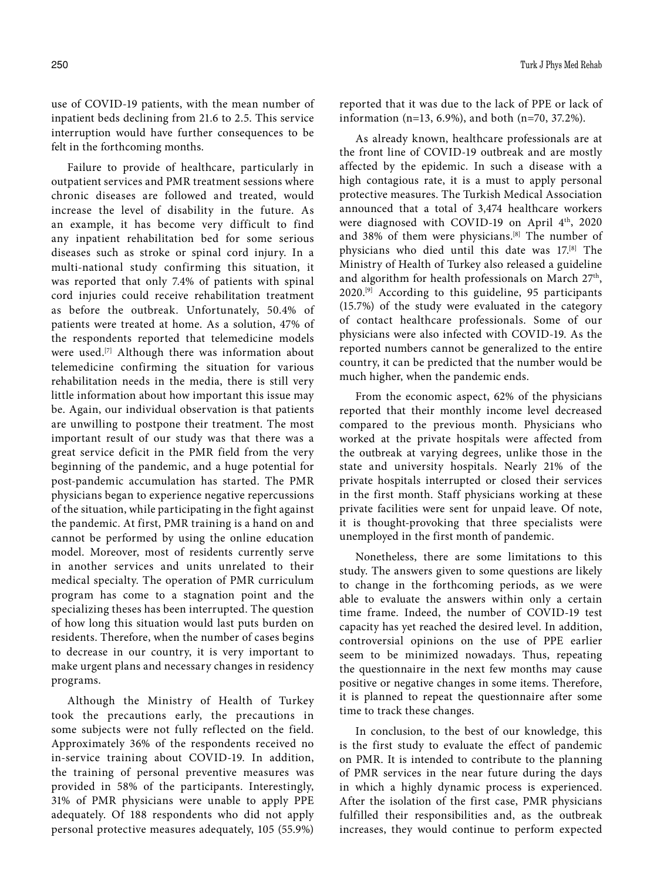use of COVID-19 patients, with the mean number of inpatient beds declining from 21.6 to 2.5. This service interruption would have further consequences to be felt in the forthcoming months.

Failure to provide of healthcare, particularly in outpatient services and PMR treatment sessions where chronic diseases are followed and treated, would increase the level of disability in the future. As an example, it has become very difficult to find any inpatient rehabilitation bed for some serious diseases such as stroke or spinal cord injury. In a multi-national study confirming this situation, it was reported that only 7.4% of patients with spinal cord injuries could receive rehabilitation treatment as before the outbreak. Unfortunately, 50.4% of patients were treated at home. As a solution, 47% of the respondents reported that telemedicine models were used.[7] Although there was information about telemedicine confirming the situation for various rehabilitation needs in the media, there is still very little information about how important this issue may be. Again, our individual observation is that patients are unwilling to postpone their treatment. The most important result of our study was that there was a great service deficit in the PMR field from the very beginning of the pandemic, and a huge potential for post-pandemic accumulation has started. The PMR physicians began to experience negative repercussions of the situation, while participating in the fight against the pandemic. At first, PMR training is a hand on and cannot be performed by using the online education model. Moreover, most of residents currently serve in another services and units unrelated to their medical specialty. The operation of PMR curriculum program has come to a stagnation point and the specializing theses has been interrupted. The question of how long this situation would last puts burden on residents. Therefore, when the number of cases begins to decrease in our country, it is very important to make urgent plans and necessary changes in residency programs.

Although the Ministry of Health of Turkey took the precautions early, the precautions in some subjects were not fully reflected on the field. Approximately 36% of the respondents received no in-service training about COVID-19. In addition, the training of personal preventive measures was provided in 58% of the participants. Interestingly, 31% of PMR physicians were unable to apply PPE adequately. Of 188 respondents who did not apply personal protective measures adequately, 105 (55.9%) reported that it was due to the lack of PPE or lack of information (n=13, 6.9%), and both (n=70, 37.2%).

As already known, healthcare professionals are at the front line of COVID-19 outbreak and are mostly affected by the epidemic. In such a disease with a high contagious rate, it is a must to apply personal protective measures. The Turkish Medical Association announced that a total of 3,474 healthcare workers were diagnosed with COVID-19 on April 4th, 2020 and 38% of them were physicians.[8] The number of physicians who died until this date was 17.[8] The Ministry of Health of Turkey also released a guideline and algorithm for health professionals on March 27th, 2020.[9] According to this guideline, 95 participants (15.7%) of the study were evaluated in the category of contact healthcare professionals. Some of our physicians were also infected with COVID-19. As the reported numbers cannot be generalized to the entire country, it can be predicted that the number would be much higher, when the pandemic ends.

From the economic aspect, 62% of the physicians reported that their monthly income level decreased compared to the previous month. Physicians who worked at the private hospitals were affected from the outbreak at varying degrees, unlike those in the state and university hospitals. Nearly 21% of the private hospitals interrupted or closed their services in the first month. Staff physicians working at these private facilities were sent for unpaid leave. Of note, it is thought-provoking that three specialists were unemployed in the first month of pandemic.

Nonetheless, there are some limitations to this study. The answers given to some questions are likely to change in the forthcoming periods, as we were able to evaluate the answers within only a certain time frame. Indeed, the number of COVID-19 test capacity has yet reached the desired level. In addition, controversial opinions on the use of PPE earlier seem to be minimized nowadays. Thus, repeating the questionnaire in the next few months may cause positive or negative changes in some items. Therefore, it is planned to repeat the questionnaire after some time to track these changes.

In conclusion, to the best of our knowledge, this is the first study to evaluate the effect of pandemic on PMR. It is intended to contribute to the planning of PMR services in the near future during the days in which a highly dynamic process is experienced. After the isolation of the first case, PMR physicians fulfilled their responsibilities and, as the outbreak increases, they would continue to perform expected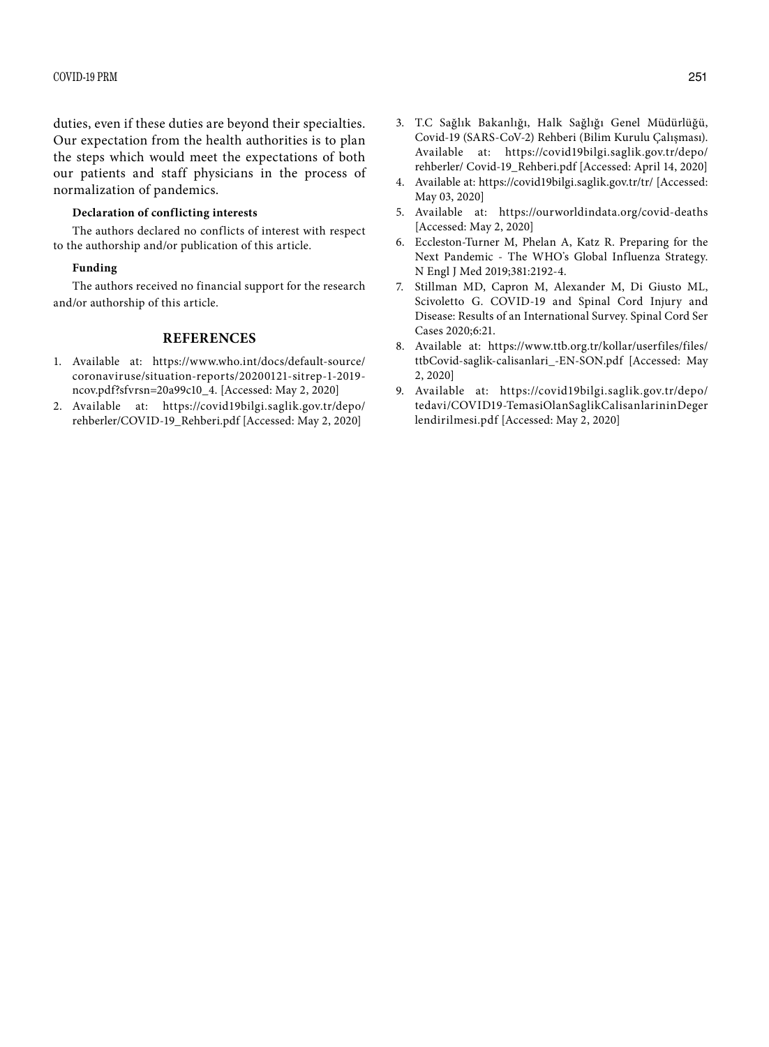duties, even if these duties are beyond their specialties. Our expectation from the health authorities is to plan the steps which would meet the expectations of both our patients and staff physicians in the process of normalization of pandemics.

**Declaration of conflicting interests**

The authors declared no conflicts of interest with respect to the authorship and/or publication of this article.

**Funding**

The authors received no financial support for the research and/or authorship of this article.

## REFERENCES

1. Available at: https://www.who.int/docs/default-source/coronaviruse/situation-reports/20200121-sitrep-1-2019-ncov.pdf?sfvrsn=20a99c10_4. [Accessed: May 2, 2020]
2. Available at: https://covid19bilgi.saglik.gov.tr/depo/rehberler/COVID-19_Rehberi.pdf [Accessed: May 2, 2020]
3. T.C Sağlık Bakanlığı, Halk Sağlığı Genel Müdürlüğü, Covid-19 (SARS-CoV-2) Rehberi (Bilim Kurulu Çalışması). Available at: https://covid19bilgi.saglik.gov.tr/depo/rehberler/ Covid-19_Rehberi.pdf [Accessed: April 14, 2020]
4. Available at: https://covid19bilgi.saglik.gov.tr/tr/ [Accessed: May 03, 2020]
5. Available at: https://ourworldindata.org/covid-deaths [Accessed: May 2, 2020]
6. Eccleston-Turner M, Phelan A, Katz R. Preparing for the Next Pandemic - The WHO's Global Influenza Strategy. N Engl J Med 2019;381:2192-4.
7. Stillman MD, Capron M, Alexander M, Di Giusto ML, Scivoletto G. COVID-19 and Spinal Cord Injury and Disease: Results of an International Survey. Spinal Cord Ser Cases 2020;6:21.
8. Available at: https://www.ttb.org.tr/kollar/userfiles/files/ttbCovid-saglik-calisanlari_-EN-SON.pdf [Accessed: May 2, 2020]
9. Available at: https://covid19bilgi.saglik.gov.tr/depo/tedavi/COVID19-TemasiOlanSaglikCalisanlarininDegerlendirilmesi.pdf [Accessed: May 2, 2020]